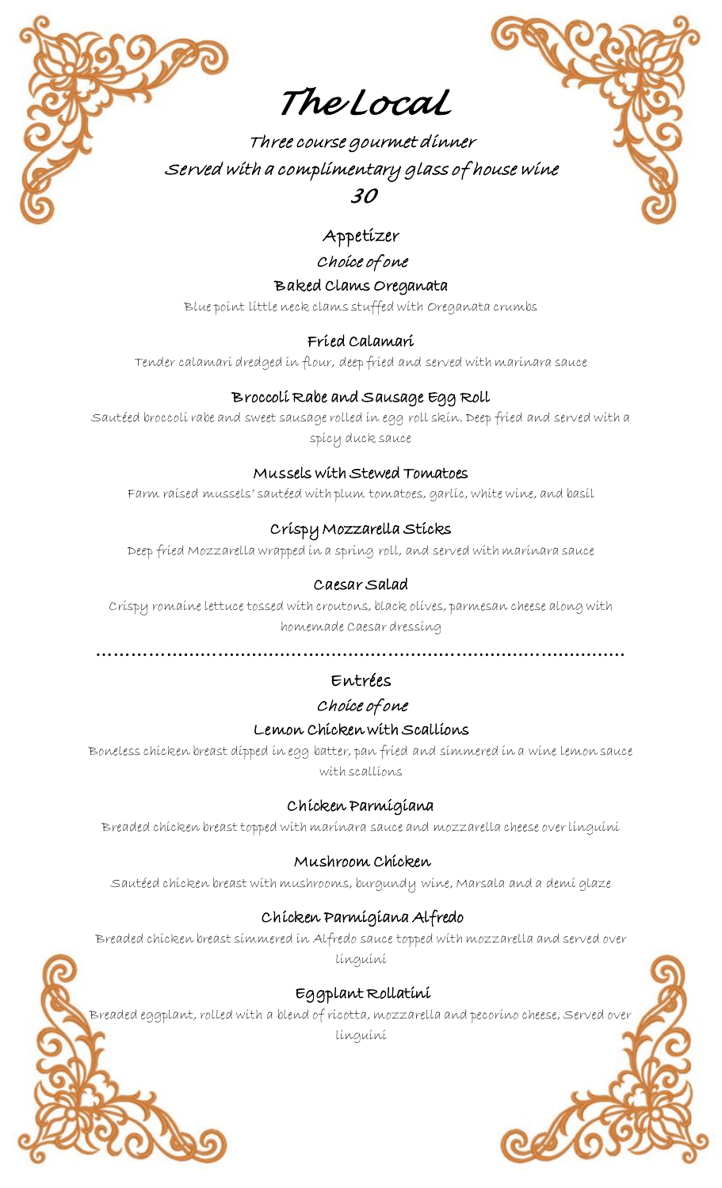# The Local

*Three course gourmet dinner*

*Served with a complimentary glass of house wine*

***30***

## Appetizer

*Choice of one*

### Baked Clams Oreganata

Blue point little neck clams stuffed with Oreganata crumbs

### Fried Calamari

Tender calamari dredged in flour, deep fried and served with marinara sauce

### Broccoli Rabe and Sausage Egg Roll

Sautéed broccoli rabe and sweet sausage rolled in egg roll skin. Deep fried and served with a spicy duck sauce

### Mussels with Stewed Tomatoes

Farm raised mussels' sautéed with plum tomatoes, garlic, white wine, and basil

### Crispy Mozzarella Sticks

Deep fried Mozzarella wrapped in a spring roll, and served with marinara sauce

### Caesar Salad

Crispy romaine lettuce tossed with croutons, black olives, parmesan cheese along with homemade Caesar dressing

---

## Entrées

*Choice of one*

### Lemon Chicken with Scallions

Boneless chicken breast dipped in egg batter, pan fried and simmered in a wine lemon sauce with scallions

### Chicken Parmigiana

Breaded chicken breast topped with marinara sauce and mozzarella cheese over linguini

### Mushroom Chicken

Sautéed chicken breast with mushrooms, burgundy wine, Marsala and a demi glaze

### Chicken Parmigiana Alfredo

Breaded chicken breast simmered in Alfredo sauce topped with mozzarella and served over linguini

### Eggplant Rollatini

Breaded eggplant, rolled with a blend of ricotta, mozzarella and pecorino cheese, Served over linguini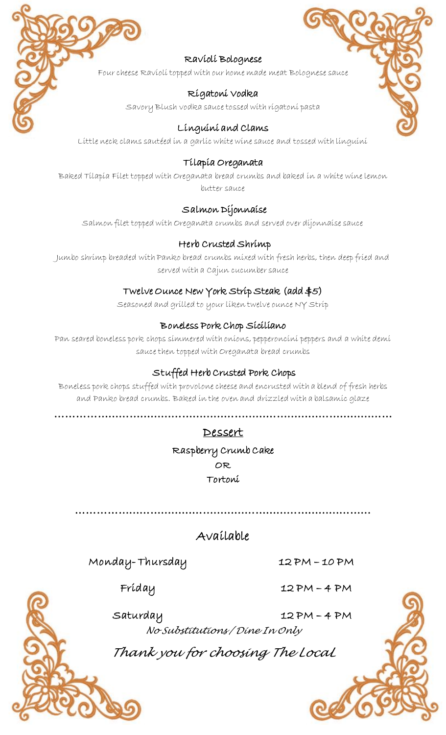### Ravioli Bolognese

Four cheese Ravioli topped with our home made meat Bolognese sauce

### Rigatoni Vodka

Savory Blush vodka sauce tossed with rigatoni pasta

### Linguini and Clams

Little neck clams sautéed in a garlic white wine sauce and tossed with linguini

### Tilapia Oreganata

Baked Tilapia Filet topped with Oreganata bread crumbs and baked in a white wine lemon butter sauce

### Salmon Dijonnaise

Salmon filet topped with Oreganata crumbs and served over dijonnaise sauce

### Herb Crusted Shrimp

Jumbo shrimp breaded with Panko bread crumbs mixed with fresh herbs, then deep fried and served with a Cajun cucumber sauce

### Twelve Ounce New York Strip Steak (add $5)

Seasoned and grilled to your liken twelve ounce NY Strip

### Boneless Pork Chop Siciliano

Pan seared boneless pork chops simmered with onions, pepperoncini peppers and a white demi sauce then topped with Oreganata bread crumbs

### Stuffed Herb Crusted Pork Chops

Boneless pork chops stuffed with provolone cheese and encrusted with a blend of fresh herbs and Panko bread crumbs. Baked in the oven and drizzled with a balsamic glaze

---

## Dessert

Raspberry Crumb Cake

OR

Tortoni

---

## Available

| | |
|---|---|
| Monday- Thursday | 12 PM – 10 PM |
| Friday | 12 PM – 4 PM |
| Saturday | 12 PM – 4 PM |

*No Substitutions / Dine In Only*

*Thank you for choosing The Local*